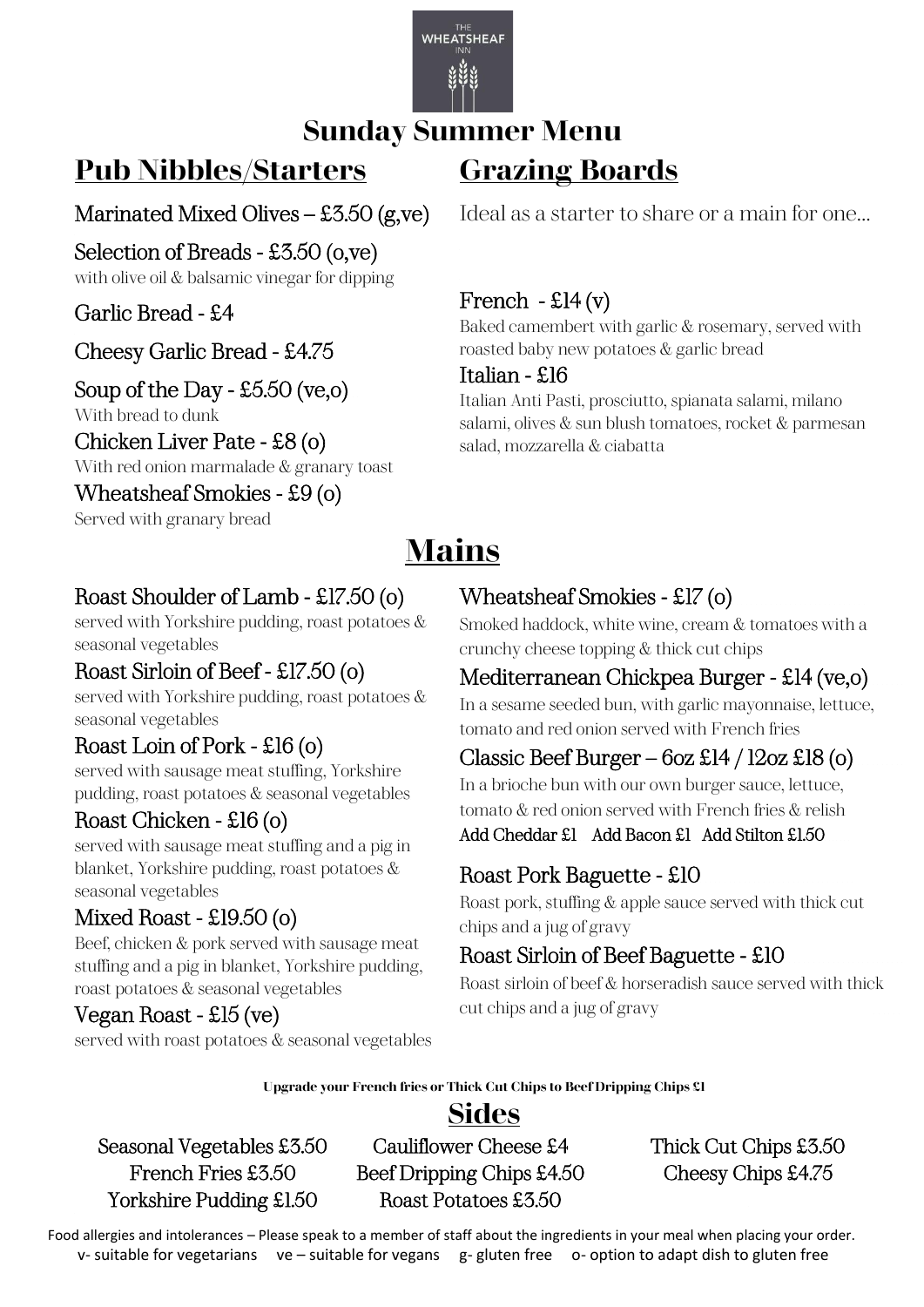THE WHEATSHEAF INN

# Sunday Summer Menu

## Pub Nibbles/Starters

**Marinated Mixed Olives – £3.50 (g,ve)**

**Selection of Breads - £3.50 (o,ve)**
with olive oil & balsamic vinegar for dipping

**Garlic Bread - £4**

**Cheesy Garlic Bread - £4.75**

**Soup of the Day - £5.50 (ve,o)**
With bread to dunk

**Chicken Liver Pate - £8 (o)**
With red onion marmalade & granary toast

**Wheatsheaf Smokies - £9 (o)**
Served with granary bread

## Grazing Boards

Ideal as a starter to share or a main for one...

**French - £14 (v)**
Baked camembert with garlic & rosemary, served with roasted baby new potatoes & garlic bread

**Italian - £16**
Italian Anti Pasti, prosciutto, spianata salami, milano salami, olives & sun blush tomatoes, rocket & parmesan salad, mozzarella & ciabatta

## Mains

**Roast Shoulder of Lamb - £17.50 (o)**
served with Yorkshire pudding, roast potatoes & seasonal vegetables

**Roast Sirloin of Beef - £17.50 (o)**
served with Yorkshire pudding, roast potatoes & seasonal vegetables

**Roast Loin of Pork - £16 (o)**
served with sausage meat stuffing, Yorkshire pudding, roast potatoes & seasonal vegetables

**Roast Chicken - £16 (o)**
served with sausage meat stuffing and a pig in blanket, Yorkshire pudding, roast potatoes & seasonal vegetables

**Mixed Roast - £19.50 (o)**
Beef, chicken & pork served with sausage meat stuffing and a pig in blanket, Yorkshire pudding, roast potatoes & seasonal vegetables

**Vegan Roast - £15 (ve)**
served with roast potatoes & seasonal vegetables

**Wheatsheaf Smokies - £17 (o)**
Smoked haddock, white wine, cream & tomatoes with a crunchy cheese topping & thick cut chips

**Mediterranean Chickpea Burger - £14 (ve,o)**
In a sesame seeded bun, with garlic mayonnaise, lettuce, tomato and red onion served with French fries

**Classic Beef Burger – 6oz £14 / 12oz £18 (o)**
In a brioche bun with our own burger sauce, lettuce, tomato & red onion served with French fries & relish
Add Cheddar £1 Add Bacon £1 Add Stilton £1.50

**Roast Pork Baguette - £10**
Roast pork, stuffing & apple sauce served with thick cut chips and a jug of gravy

**Roast Sirloin of Beef Baguette - £10**
Roast sirloin of beef & horseradish sauce served with thick cut chips and a jug of gravy

**Upgrade your French fries or Thick Cut Chips to Beef Dripping Chips £1**

## Sides

Seasonal Vegetables £3.50
French Fries £3.50
Yorkshire Pudding £1.50
Cauliflower Cheese £4
Beef Dripping Chips £4.50
Roast Potatoes £3.50
Thick Cut Chips £3.50
Cheesy Chips £4.75

Food allergies and intolerances – Please speak to a member of staff about the ingredients in your meal when placing your order.
v- suitable for vegetarians ve – suitable for vegans g- gluten free o- option to adapt dish to gluten free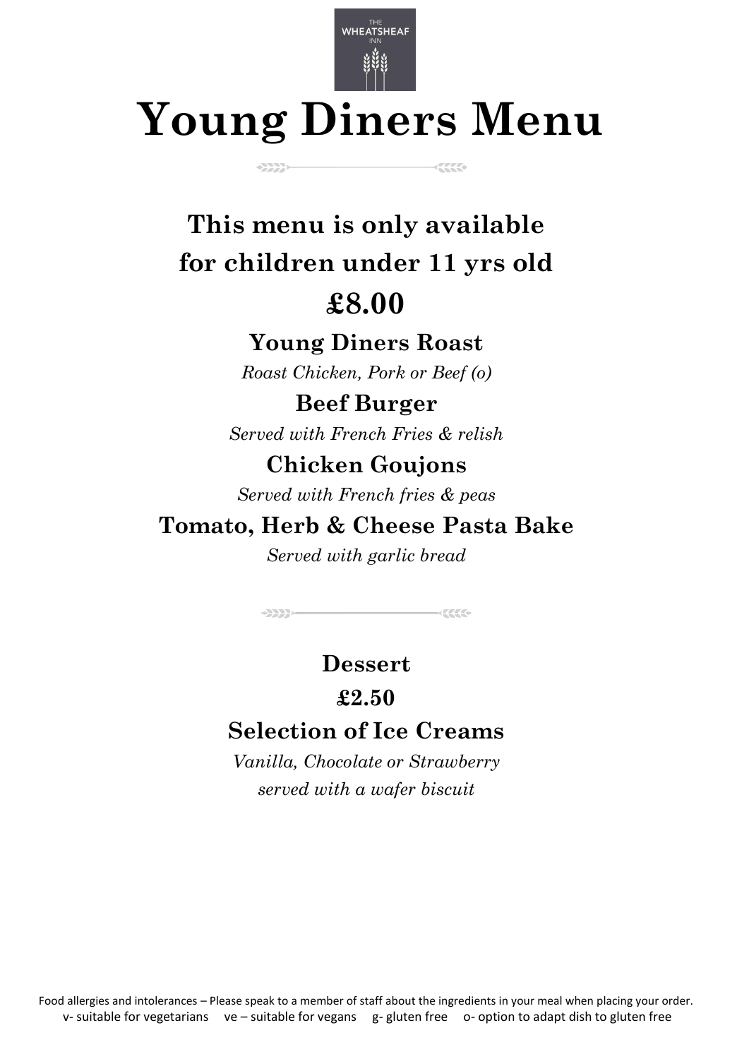# Young Diners Menu

## This menu is only available for children under 11 yrs old

## £8.00

### Young Diners Roast

*Roast Chicken, Pork or Beef (o)*

### Beef Burger

*Served with French Fries & relish*

### Chicken Goujons

*Served with French fries & peas*

### Tomato, Herb & Cheese Pasta Bake

*Served with garlic bread*

## Dessert

## £2.50

### Selection of Ice Creams

*Vanilla, Chocolate or Strawberry served with a wafer biscuit*

Food allergies and intolerances – Please speak to a member of staff about the ingredients in your meal when placing your order.
v- suitable for vegetarians ve – suitable for vegans g- gluten free o- option to adapt dish to gluten free